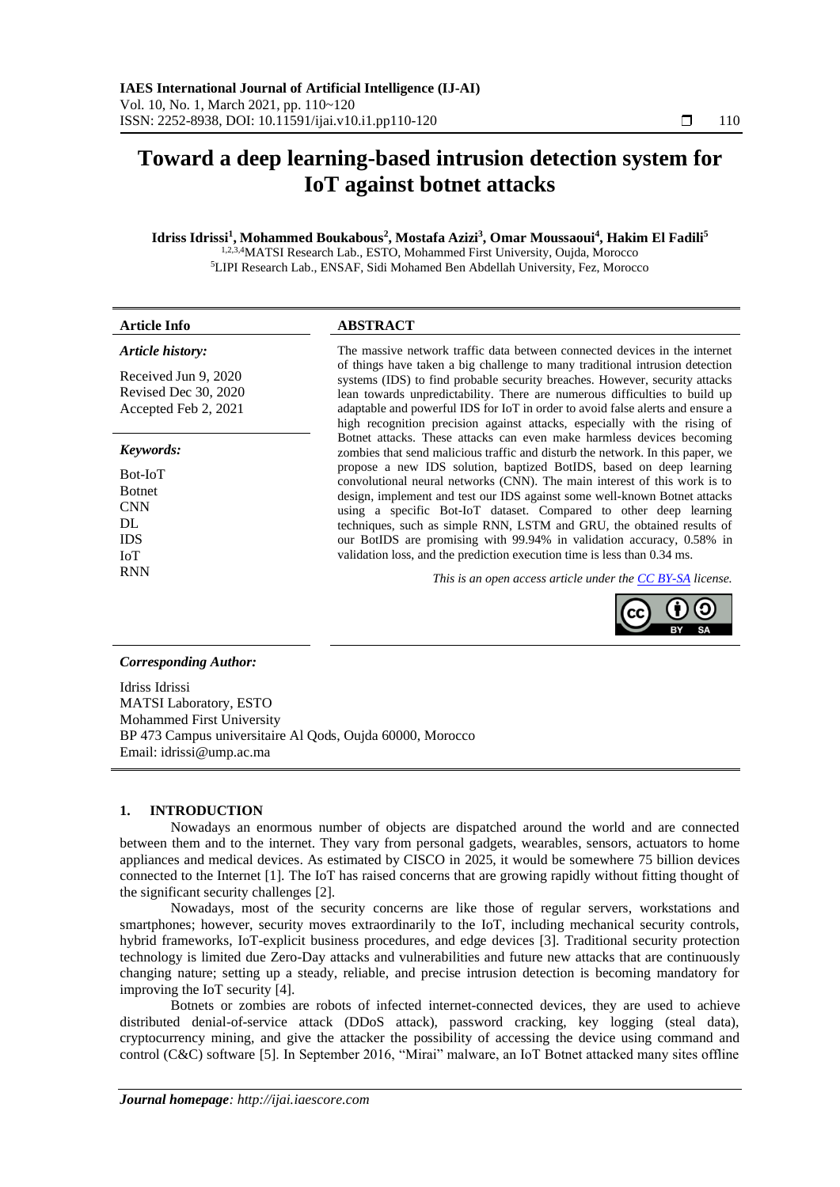# Toward a deep learning-based intrusion detection system for IoT against botnet attacks

**Idriss Idrissi[1], Mohammed Boukabous[2], Mostafa Azizi[3], Omar Moussaoui[4], Hakim El Fadili[5]**

[1,2,3,4]MATSI Research Lab., ESTO, Mohammed First University, Oujda, Morocco
[5]LIPI Research Lab., ENSAF, Sidi Mohamed Ben Abdellah University, Fez, Morocco

**Article Info**

*Article history:*

Received Jun 9, 2020
Revised Dec 30, 2020
Accepted Feb 2, 2021

*Keywords:*

Bot-IoT
Botnet
CNN
DL
IDS
IoT
RNN

**ABSTRACT**

The massive network traffic data between connected devices in the internet of things have taken a big challenge to many traditional intrusion detection systems (IDS) to find probable security breaches. However, security attacks lean towards unpredictability. There are numerous difficulties to build up adaptable and powerful IDS for IoT in order to avoid false alerts and ensure a high recognition precision against attacks, especially with the rising of Botnet attacks. These attacks can even make harmless devices becoming zombies that send malicious traffic and disturb the network. In this paper, we propose a new IDS solution, baptized BotIDS, based on deep learning convolutional neural networks (CNN). The main interest of this work is to design, implement and test our IDS against some well-known Botnet attacks using a specific Bot-IoT dataset. Compared to other deep learning techniques, such as simple RNN, LSTM and GRU, the obtained results of our BotIDS are promising with 99.94% in validation accuracy, 0.58% in validation loss, and the prediction execution time is less than 0.34 ms.

*This is an open access article under the CC BY-SA license.*

***Corresponding Author:***

Idriss Idrissi
MATSI Laboratory, ESTO
Mohammed First University
BP 473 Campus universitaire Al Qods, Oujda 60000, Morocco
Email: idrissi@ump.ac.ma

## 1. INTRODUCTION

Nowadays an enormous number of objects are dispatched around the world and are connected between them and to the internet. They vary from personal gadgets, wearables, sensors, actuators to home appliances and medical devices. As estimated by CISCO in 2025, it would be somewhere 75 billion devices connected to the Internet [1]. The IoT has raised concerns that are growing rapidly without fitting thought of the significant security challenges [2].

Nowadays, most of the security concerns are like those of regular servers, workstations and smartphones; however, security moves extraordinarily to the IoT, including mechanical security controls, hybrid frameworks, IoT-explicit business procedures, and edge devices [3]. Traditional security protection technology is limited due Zero-Day attacks and vulnerabilities and future new attacks that are continuously changing nature; setting up a steady, reliable, and precise intrusion detection is becoming mandatory for improving the IoT security [4].

Botnets or zombies are robots of infected internet-connected devices, they are used to achieve distributed denial-of-service attack (DDoS attack), password cracking, key logging (steal data), cryptocurrency mining, and give the attacker the possibility of accessing the device using command and control (C&C) software [5]. In September 2016, "Mirai" malware, an IoT Botnet attacked many sites offline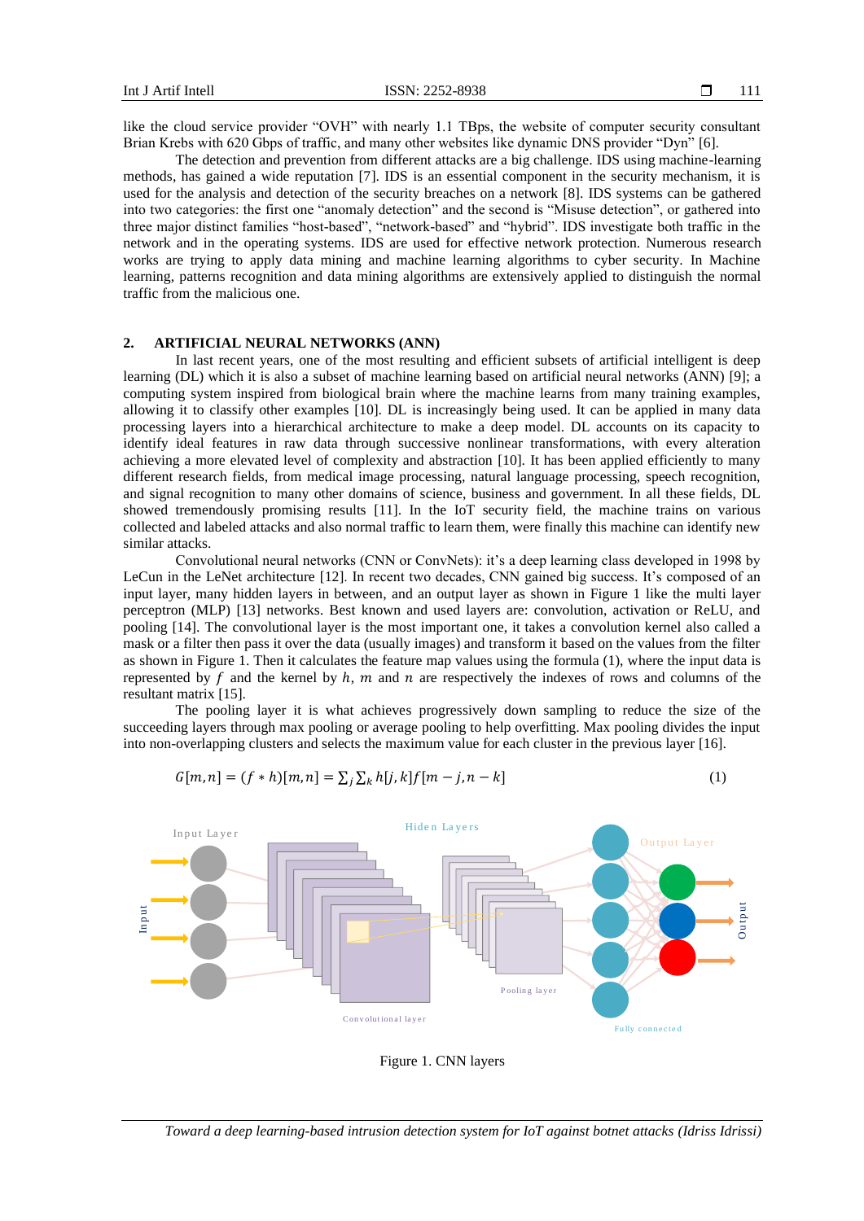like the cloud service provider "OVH" with nearly 1.1 TBps, the website of computer security consultant Brian Krebs with 620 Gbps of traffic, and many other websites like dynamic DNS provider "Dyn" [6].

The detection and prevention from different attacks are a big challenge. IDS using machine-learning methods, has gained a wide reputation [7]. IDS is an essential component in the security mechanism, it is used for the analysis and detection of the security breaches on a network [8]. IDS systems can be gathered into two categories: the first one "anomaly detection" and the second is "Misuse detection", or gathered into three major distinct families "host-based", "network-based" and "hybrid". IDS investigate both traffic in the network and in the operating systems. IDS are used for effective network protection. Numerous research works are trying to apply data mining and machine learning algorithms to cyber security. In Machine learning, patterns recognition and data mining algorithms are extensively applied to distinguish the normal traffic from the malicious one.

## 2. ARTIFICIAL NEURAL NETWORKS (ANN)

In last recent years, one of the most resulting and efficient subsets of artificial intelligent is deep learning (DL) which it is also a subset of machine learning based on artificial neural networks (ANN) [9]; a computing system inspired from biological brain where the machine learns from many training examples, allowing it to classify other examples [10]. DL is increasingly being used. It can be applied in many data processing layers into a hierarchical architecture to make a deep model. DL accounts on its capacity to identify ideal features in raw data through successive nonlinear transformations, with every alteration achieving a more elevated level of complexity and abstraction [10]. It has been applied efficiently to many different research fields, from medical image processing, natural language processing, speech recognition, and signal recognition to many other domains of science, business and government. In all these fields, DL showed tremendously promising results [11]. In the IoT security field, the machine trains on various collected and labeled attacks and also normal traffic to learn them, were finally this machine can identify new similar attacks.

Convolutional neural networks (CNN or ConvNets): it's a deep learning class developed in 1998 by LeCun in the LeNet architecture [12]. In recent two decades, CNN gained big success. It's composed of an input layer, many hidden layers in between, and an output layer as shown in Figure 1 like the multi layer perceptron (MLP) [13] networks. Best known and used layers are: convolution, activation or ReLU, and pooling [14]. The convolutional layer is the most important one, it takes a convolution kernel also called a mask or a filter then pass it over the data (usually images) and transform it based on the values from the filter as shown in Figure 1. Then it calculates the feature map values using the formula (1), where the input data is represented by $f$ and the kernel by $h$, $m$ and $n$ are respectively the indexes of rows and columns of the resultant matrix [15].

The pooling layer it is what achieves progressively down sampling to reduce the size of the succeeding layers through max pooling or average pooling to help overfitting. Max pooling divides the input into non-overlapping clusters and selects the maximum value for each cluster in the previous layer [16].

$$G[m,n] = (f * h)[m,n] = \sum_j \sum_k h[j,k] f[m-j, n-k] \tag{1}$$

Figure 1. CNN layers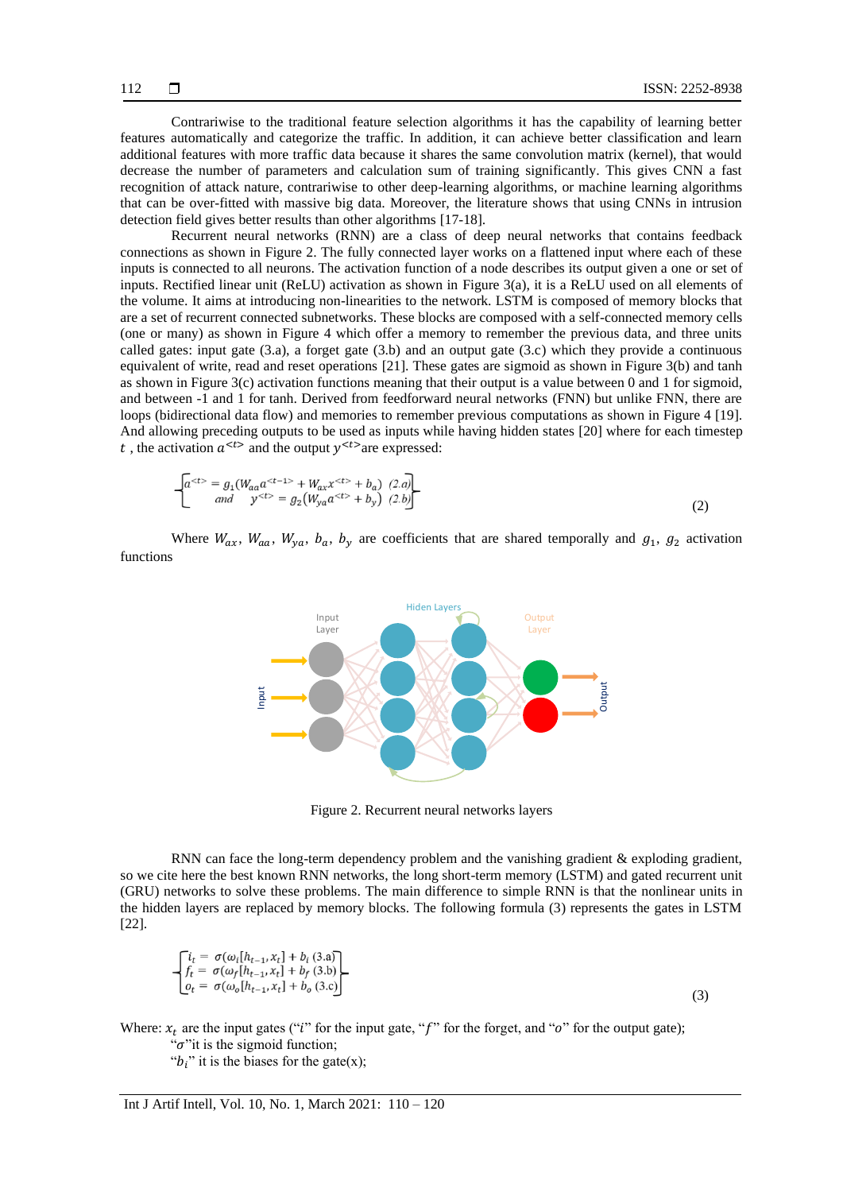Contrariwise to the traditional feature selection algorithms it has the capability of learning better features automatically and categorize the traffic. In addition, it can achieve better classification and learn additional features with more traffic data because it shares the same convolution matrix (kernel), that would decrease the number of parameters and calculation sum of training significantly. This gives CNN a fast recognition of attack nature, contrariwise to other deep-learning algorithms, or machine learning algorithms that can be over-fitted with massive big data. Moreover, the literature shows that using CNNs in intrusion detection field gives better results than other algorithms [17-18].

Recurrent neural networks (RNN) are a class of deep neural networks that contains feedback connections as shown in Figure 2. The fully connected layer works on a flattened input where each of these inputs is connected to all neurons. The activation function of a node describes its output given a one or set of inputs. Rectified linear unit (ReLU) activation as shown in Figure 3(a), it is a ReLU used on all elements of the volume. It aims at introducing non-linearities to the network. LSTM is composed of memory blocks that are a set of recurrent connected subnetworks. These blocks are composed with a self-connected memory cells (one or many) as shown in Figure 4 which offer a memory to remember the previous data, and three units called gates: input gate (3.a), a forget gate (3.b) and an output gate (3.c) which they provide a continuous equivalent of write, read and reset operations [21]. These gates are sigmoid as shown in Figure 3(b) and tanh as shown in Figure 3(c) activation functions meaning that their output is a value between 0 and 1 for sigmoid, and between -1 and 1 for tanh. Derived from feedforward neural networks (FNN) but unlike FNN, there are loops (bidirectional data flow) and memories to remember previous computations as shown in Figure 4 [19]. And allowing preceding outputs to be used as inputs while having hidden states [20] where for each timestep $t$ , the activation $a^{<t>}$ and the output $y^{<t>}$are expressed:

$$\left\{\begin{bmatrix} a^{<t>} = g_1(W_{aa}a^{<t-1>} + W_{ax}x^{<t>} + b_a) & (2.a) \\ and \quad y^{<t>} = g_2(W_{ya}a^{<t>} + b_y) & (2.b) \end{bmatrix}\right. \tag{2}$$

Where $W_{ax}$, $W_{aa}$, $W_{ya}$, $b_a$, $b_y$ are coefficients that are shared temporally and $g_1$, $g_2$ activation functions

Figure 2. Recurrent neural networks layers

RNN can face the long-term dependency problem and the vanishing gradient & exploding gradient, so we cite here the best known RNN networks, the long short-term memory (LSTM) and gated recurrent unit (GRU) networks to solve these problems. The main difference to simple RNN is that the nonlinear units in the hidden layers are replaced by memory blocks. The following formula (3) represents the gates in LSTM [22].

$$\left\{\begin{bmatrix} i_t = \sigma(\omega_i[h_{t-1}, x_t] + b_i \ (3.a) \\ f_t = \sigma(\omega_f[h_{t-1}, x_t] + b_f \ (3.b) \\ o_t = \sigma(\omega_o[h_{t-1}, x_t] + b_o \ (3.c) \end{bmatrix}\right. \tag{3}$$

Where: $x_t$ are the input gates ("$i$" for the input gate, "$f$" for the forget, and "$o$" for the output gate);

"$\sigma$"it is the sigmoid function;

"$b_i$" it is the biases for the gate(x);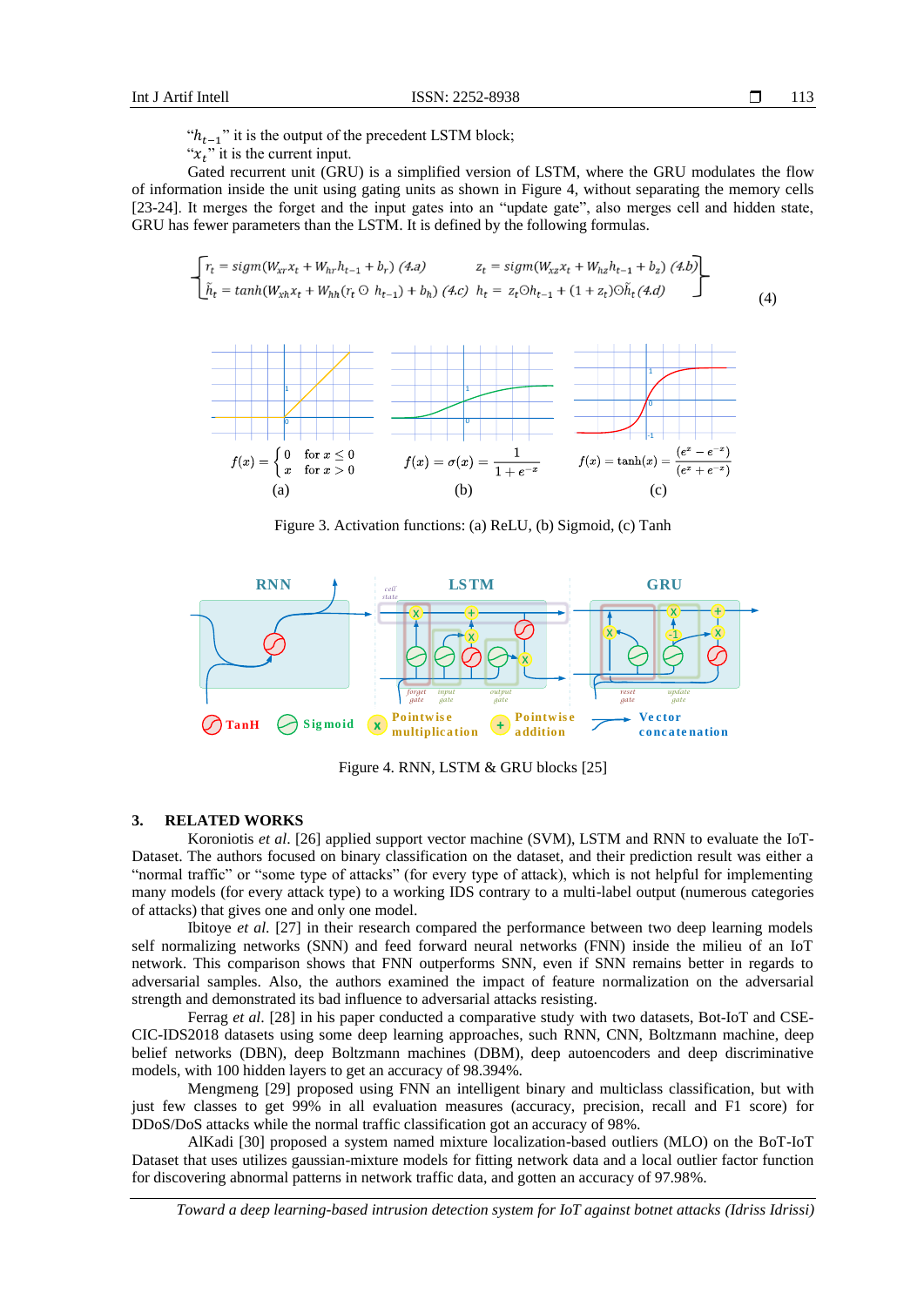"$h_{t-1}$" it is the output of the precedent LSTM block;
"$x_t$" it is the current input.

Gated recurrent unit (GRU) is a simplified version of LSTM, where the GRU modulates the flow of information inside the unit using gating units as shown in Figure 4, without separating the memory cells [23-24]. It merges the forget and the input gates into an "update gate", also merges cell and hidden state, GRU has fewer parameters than the LSTM. It is defined by the following formulas.

$$\left\{\begin{bmatrix} r_t = sigm(W_{xr}x_t + W_{hr}h_{t-1} + b_r)\ (4.a) & z_t = sigm(W_{xz}x_t + W_{hz}h_{t-1} + b_z)\ (4.b) \\ \tilde{h}_t = tanh(W_{xh}x_t + W_{hh}(r_t \odot h_{t-1}) + b_h)\ (4.c) & h_t = z_t \odot h_{t-1} + (1 + z_t) \odot \tilde{h}_t\ (4.d) \end{bmatrix}\right. \quad (4)$$

$$f(x) = \begin{cases} 0 & \text{for } x \leq 0 \\ x & \text{for } x > 0 \end{cases} \quad \text{(a)} \qquad f(x) = \sigma(x) = \frac{1}{1+e^{-x}} \quad \text{(b)} \qquad f(x) = \tanh(x) = \frac{(e^x - e^{-x})}{(e^x + e^{-x})} \quad \text{(c)}$$

Figure 3. Activation functions: (a) ReLU, (b) Sigmoid, (c) Tanh

Figure 4. RNN, LSTM & GRU blocks [25]

## 3. RELATED WORKS

Koroniotis *et al*. [26] applied support vector machine (SVM), LSTM and RNN to evaluate the IoT-Dataset. The authors focused on binary classification on the dataset, and their prediction result was either a "normal traffic" or "some type of attacks" (for every type of attack), which is not helpful for implementing many models (for every attack type) to a working IDS contrary to a multi-label output (numerous categories of attacks) that gives one and only one model.

Ibitoye *et al.* [27] in their research compared the performance between two deep learning models self normalizing networks (SNN) and feed forward neural networks (FNN) inside the milieu of an IoT network. This comparison shows that FNN outperforms SNN, even if SNN remains better in regards to adversarial samples. Also, the authors examined the impact of feature normalization on the adversarial strength and demonstrated its bad influence to adversarial attacks resisting.

Ferrag *et al*. [28] in his paper conducted a comparative study with two datasets, Bot-IoT and CSE-CIC-IDS2018 datasets using some deep learning approaches, such RNN, CNN, Boltzmann machine, deep belief networks (DBN), deep Boltzmann machines (DBN), deep autoencoders and deep discriminative models, with 100 hidden layers to get an accuracy of 98.394%.

Mengmeng [29] proposed using FNN an intelligent binary and multiclass classification, but with just few classes to get 99% in all evaluation measures (accuracy, precision, recall and F1 score) for DDoS/DoS attacks while the normal traffic classification got an accuracy of 98%.

AlKadi [30] proposed a system named mixture localization-based outliers (MLO) on the BoT-IoT Dataset that uses utilizes gaussian-mixture models for fitting network data and a local outlier factor function for discovering abnormal patterns in network traffic data, and gotten an accuracy of 97.98%.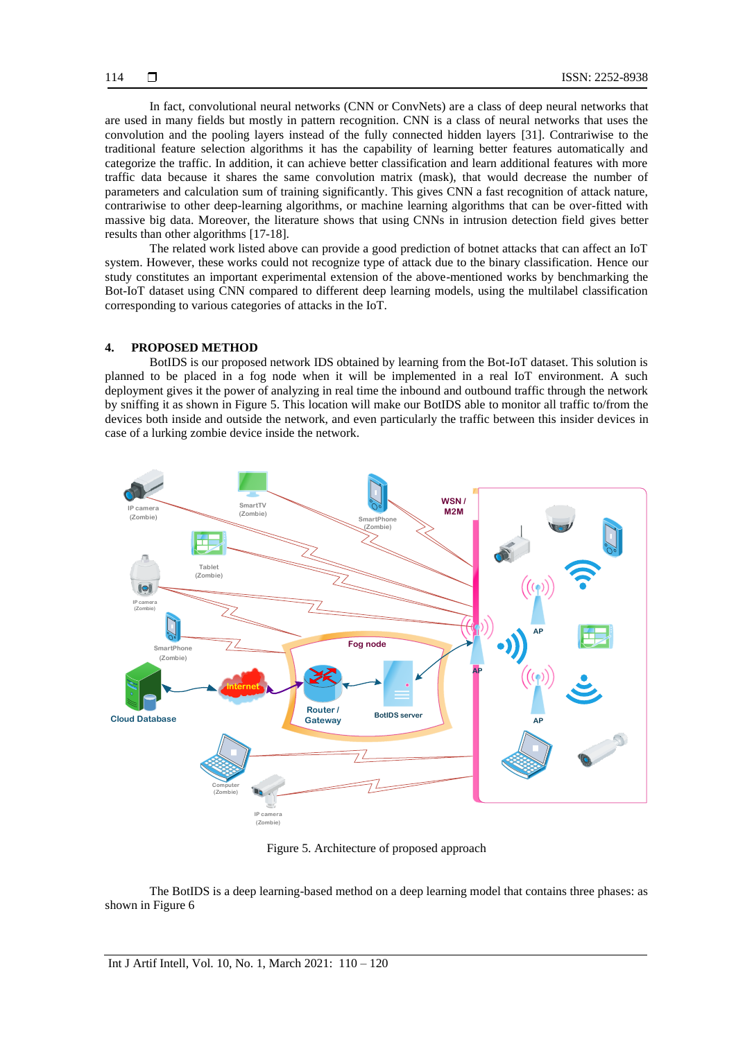In fact, convolutional neural networks (CNN or ConvNets) are a class of deep neural networks that are used in many fields but mostly in pattern recognition. CNN is a class of neural networks that uses the convolution and the pooling layers instead of the fully connected hidden layers [31]. Contrariwise to the traditional feature selection algorithms it has the capability of learning better features automatically and categorize the traffic. In addition, it can achieve better classification and learn additional features with more traffic data because it shares the same convolution matrix (mask), that would decrease the number of parameters and calculation sum of training significantly. This gives CNN a fast recognition of attack nature, contrariwise to other deep-learning algorithms, or machine learning algorithms that can be over-fitted with massive big data. Moreover, the literature shows that using CNNs in intrusion detection field gives better results than other algorithms [17-18].

The related work listed above can provide a good prediction of botnet attacks that can affect an IoT system. However, these works could not recognize type of attack due to the binary classification. Hence our study constitutes an important experimental extension of the above-mentioned works by benchmarking the Bot-IoT dataset using CNN compared to different deep learning models, using the multilabel classification corresponding to various categories of attacks in the IoT.

## 4. PROPOSED METHOD

BotIDS is our proposed network IDS obtained by learning from the Bot-IoT dataset. This solution is planned to be placed in a fog node when it will be implemented in a real IoT environment. A such deployment gives it the power of analyzing in real time the inbound and outbound traffic through the network by sniffing it as shown in Figure 5. This location will make our BotIDS able to monitor all traffic to/from the devices both inside and outside the network, and even particularly the traffic between this insider devices in case of a lurking zombie device inside the network.

Figure 5. Architecture of proposed approach

The BotIDS is a deep learning-based method on a deep learning model that contains three phases: as shown in Figure 6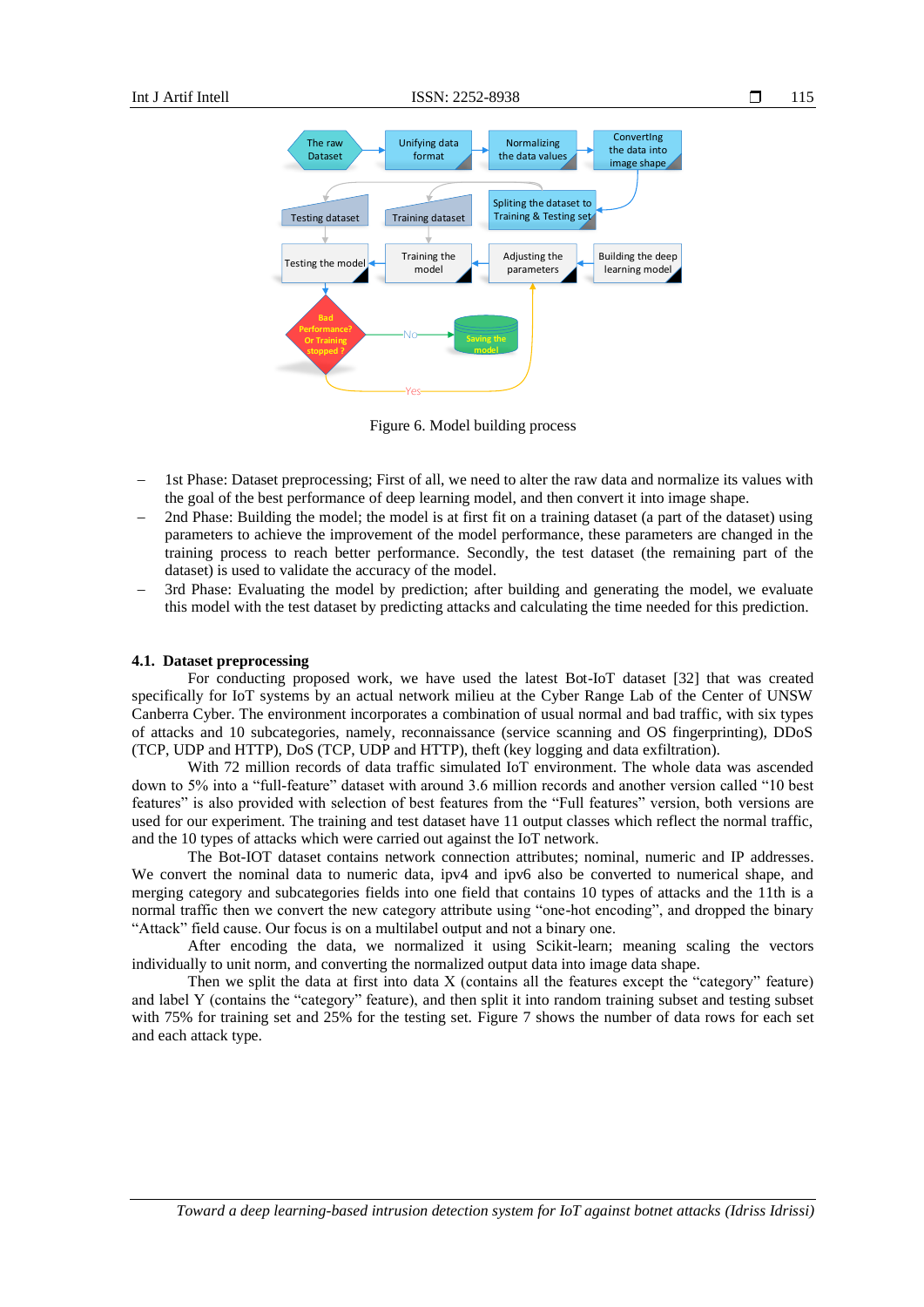Figure 6. Model building process

- 1st Phase: Dataset preprocessing; First of all, we need to alter the raw data and normalize its values with the goal of the best performance of deep learning model, and then convert it into image shape.
- 2nd Phase: Building the model; the model is at first fit on a training dataset (a part of the dataset) using parameters to achieve the improvement of the model performance, these parameters are changed in the training process to reach better performance. Secondly, the test dataset (the remaining part of the dataset) is used to validate the accuracy of the model.
- 3rd Phase: Evaluating the model by prediction; after building and generating the model, we evaluate this model with the test dataset by predicting attacks and calculating the time needed for this prediction.

### 4.1. Dataset preprocessing

For conducting proposed work, we have used the latest Bot-IoT dataset [32] that was created specifically for IoT systems by an actual network milieu at the Cyber Range Lab of the Center of UNSW Canberra Cyber. The environment incorporates a combination of usual normal and bad traffic, with six types of attacks and 10 subcategories, namely, reconnaissance (service scanning and OS fingerprinting), DDoS (TCP, UDP and HTTP), DoS (TCP, UDP and HTTP), theft (key logging and data exfiltration).

With 72 million records of data traffic simulated IoT environment. The whole data was ascended down to 5% into a "full-feature" dataset with around 3.6 million records and another version called "10 best features" is also provided with selection of best features from the "Full features" version, both versions are used for our experiment. The training and test dataset have 11 output classes which reflect the normal traffic, and the 10 types of attacks which were carried out against the IoT network.

The Bot-IOT dataset contains network connection attributes; nominal, numeric and IP addresses. We convert the nominal data to numeric data, ipv4 and ipv6 also be converted to numerical shape, and merging category and subcategories fields into one field that contains 10 types of attacks and the 11th is a normal traffic then we convert the new category attribute using "one-hot encoding", and dropped the binary "Attack" field cause. Our focus is on a multilabel output and not a binary one.

After encoding the data, we normalized it using Scikit-learn; meaning scaling the vectors individually to unit norm, and converting the normalized output data into image data shape.

Then we split the data at first into data X (contains all the features except the "category" feature) and label Y (contains the "category" feature), and then split it into random training subset and testing subset with 75% for training set and 25% for the testing set. Figure 7 shows the number of data rows for each set and each attack type.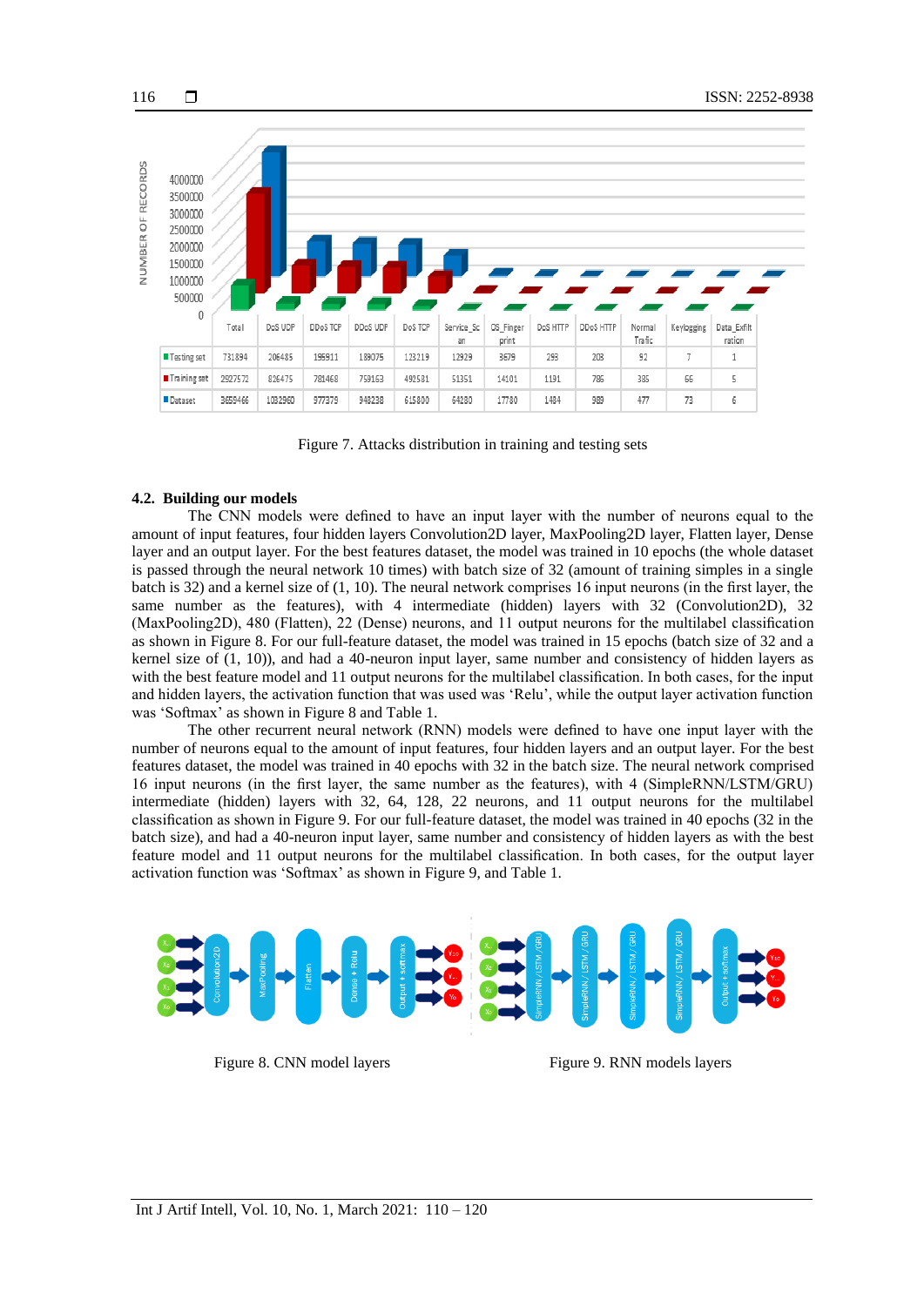| | Total | DoS UDP | DDoS TCP | DDoS UDP | DoS TCP | Service_Scan | OS_Fingerprint | DoS HTTP | DDoS HTTP | Normal Trafic | Keylogging | Data_Exfiltration |
|---|---|---|---|---|---|---|---|---|---|---|---|---|
| Testing set | 731894 | 206485 | 195911 | 189075 | 123219 | 12929 | 3679 | 293 | 203 | 92 | 7 | 1 |
| Training set | 2927572 | 826475 | 781468 | 759163 | 492581 | 51351 | 14101 | 1191 | 786 | 385 | 66 | 5 |
| Dataset | 3659466 | 1032960 | 977379 | 948238 | 615800 | 64280 | 17780 | 1484 | 989 | 477 | 73 | 6 |

Figure 7. Attacks distribution in training and testing sets

### 4.2. Building our models

The CNN models were defined to have an input layer with the number of neurons equal to the amount of input features, four hidden layers Convolution2D layer, MaxPooling2D layer, Flatten layer, Dense layer and an output layer. For the best features dataset, the model was trained in 10 epochs (the whole dataset is passed through the neural network 10 times) with batch size of 32 (amount of training simples in a single batch is 32) and a kernel size of (1, 10). The neural network comprises 16 input neurons (in the first layer, the same number as the features), with 4 intermediate (hidden) layers with 32 (Convolution2D), 32 (MaxPooling2D), 480 (Flatten), 22 (Dense) neurons, and 11 output neurons for the multilabel classification as shown in Figure 8. For our full-feature dataset, the model was trained in 15 epochs (batch size of 32 and a kernel size of (1, 10)), and had a 40-neuron input layer, same number and consistency of hidden layers as with the best feature model and 11 output neurons for the multilabel classification. In both cases, for the input and hidden layers, the activation function that was used was 'Relu', while the output layer activation function was 'Softmax' as shown in Figure 8 and Table 1.

The other recurrent neural network (RNN) models were defined to have one input layer with the number of neurons equal to the amount of input features, four hidden layers and an output layer. For the best features dataset, the model was trained in 40 epochs with 32 in the batch size. The neural network comprised 16 input neurons (in the first layer, the same number as the features), with 4 (SimpleRNN/LSTM/GRU) intermediate (hidden) layers with 32, 64, 128, 22 neurons, and 11 output neurons for the multilabel classification as shown in Figure 9. For our full-feature dataset, the model was trained in 40 epochs (32 in the batch size), and had a 40-neuron input layer, same number and consistency of hidden layers as with the best feature model and 11 output neurons for the multilabel classification. In both cases, for the output layer activation function was 'Softmax' as shown in Figure 9, and Table 1.

Figure 8. CNN model layers

Figure 9. RNN models layers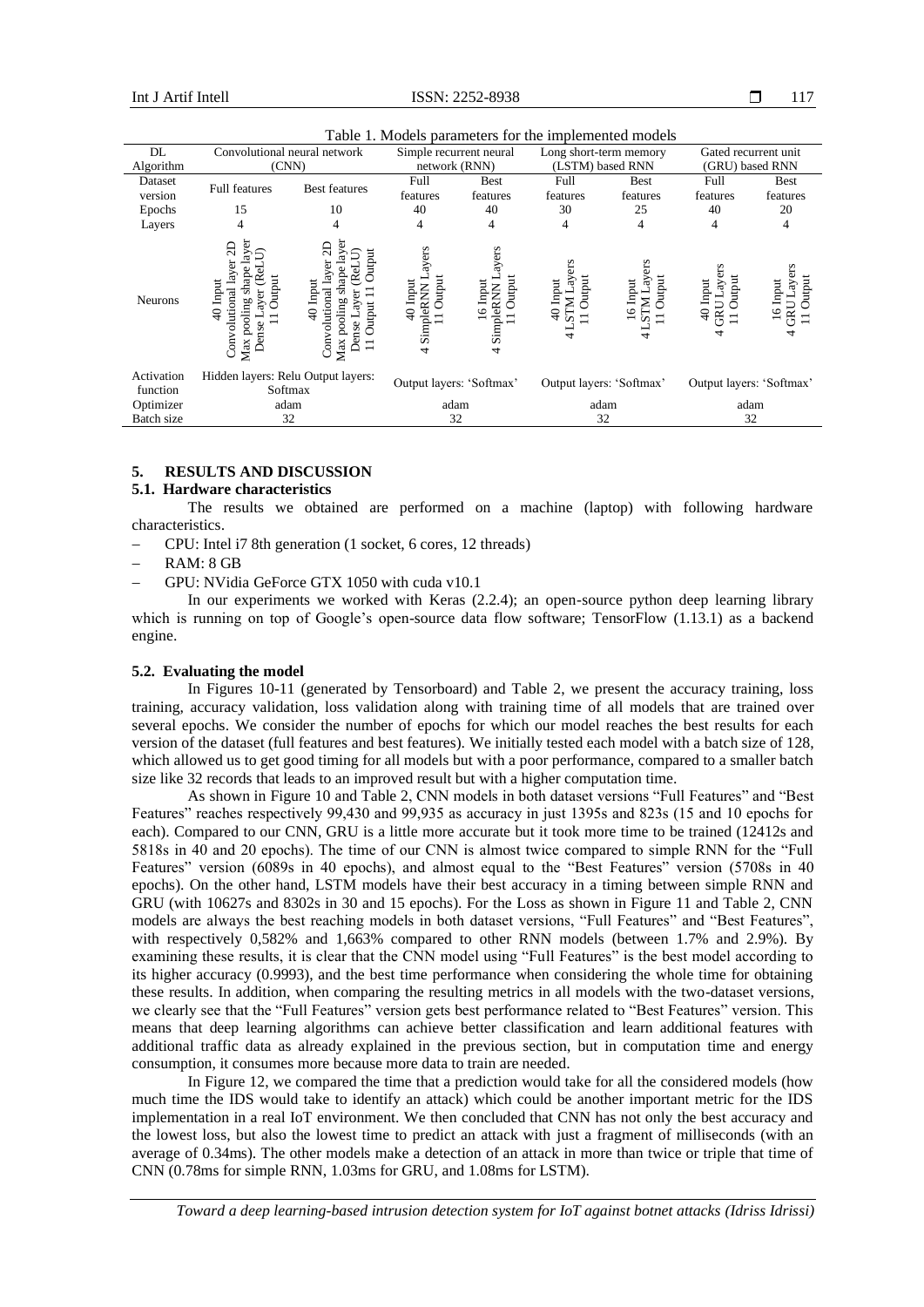Table 1. Models parameters for the implemented models

| DL Algorithm | Convolutional neural network (CNN) | | Simple recurrent neural network (RNN) | | Long short-term memory (LSTM) based RNN | | Gated recurrent unit (GRU) based RNN | |
|---|---|---|---|---|---|---|---|---|
| Dataset version | Full features | Best features | Full features | Best features | Full features | Best features | Full features | Best features |
| Epochs | 15 | 10 | 40 | 40 | 30 | 25 | 40 | 20 |
| Layers | 4 | 4 | 4 | 4 | 4 | 4 | 4 | 4 |
| Neurons | 40 Input<br>Convolutional layer 2D<br>Max pooling shape layer<br>Dense Layer (ReLU)<br>11 Output | 40 Input<br>Convolutional layer 2D<br>Max pooling shape layer<br>Dense Layer (ReLU)<br>11 Output 11 Output | 40 Input<br>4 SimpleRNN Layers<br>11 Output | 16 Input<br>4 SimpleRNN Layers<br>11 Output | 40 Input<br>4 LSTM Layers<br>11 Output | 16 Input<br>4 LSTM Layers<br>11 Output | 40 Input<br>4 GRU Layers<br>11 Output | 16 Input<br>4 GRU Layers<br>11 Output |
| Activation function | Hidden layers: Relu Output layers: Softmax | | Output layers: 'Softmax' | | Output layers: 'Softmax' | | Output layers: 'Softmax' | |
| Optimizer | adam | | adam | | adam | | adam | |
| Batch size | 32 | | 32 | | 32 | | 32 | |

## 5. RESULTS AND DISCUSSION

### 5.1. Hardware characteristics

The results we obtained are performed on a machine (laptop) with following hardware characteristics.

- CPU: Intel i7 8th generation (1 socket, 6 cores, 12 threads)
- RAM: 8 GB
- GPU: NVidia GeForce GTX 1050 with cuda v10.1

In our experiments we worked with Keras (2.2.4); an open-source python deep learning library which is running on top of Google's open-source data flow software; TensorFlow (1.13.1) as a backend engine.

### 5.2. Evaluating the model

In Figures 10-11 (generated by Tensorboard) and Table 2, we present the accuracy training, loss training, accuracy validation, loss validation along with training time of all models that are trained over several epochs. We consider the number of epochs for which our model reaches the best results for each version of the dataset (full features and best features). We initially tested each model with a batch size of 128, which allowed us to get good timing for all models but with a poor performance, compared to a smaller batch size like 32 records that leads to an improved result but with a higher computation time.

As shown in Figure 10 and Table 2, CNN models in both dataset versions "Full Features" and "Best Features" reaches respectively 99,430 and 99,935 as accuracy in just 1395s and 823s (15 and 10 epochs for each). Compared to our CNN, GRU is a little more accurate but it took more time to be trained (12412s and 5818s in 40 and 20 epochs). The time of our CNN is almost twice compared to simple RNN for the "Full Features" version (6089s in 40 epochs), and almost equal to the "Best Features" version (5708s in 40 epochs). On the other hand, LSTM models have their best accuracy in a timing between simple RNN and GRU (with 10627s and 8302s in 30 and 15 epochs). For the Loss as shown in Figure 11 and Table 2, CNN models are always the best reaching models in both dataset versions, "Full Features" and "Best Features", with respectively 0,582% and 1,663% compared to other RNN models (between 1.7% and 2.9%). By examining these results, it is clear that the CNN model using "Full Features" is the best model according to its higher accuracy (0.9993), and the best time performance when considering the whole time for obtaining these results. In addition, when comparing the resulting metrics in all models with the two-dataset versions, we clearly see that the "Full Features" version gets best performance related to "Best Features" version. This means that deep learning algorithms can achieve better classification and learn additional features with additional traffic data as already explained in the previous section, but in computation time and energy consumption, it consumes more because more data to train are needed.

In Figure 12, we compared the time that a prediction would take for all the considered models (how much time the IDS would take to identify an attack) which could be another important metric for the IDS implementation in a real IoT environment. We then concluded that CNN has not only the best accuracy and the lowest loss, but also the lowest time to predict an attack with just a fragment of milliseconds (with an average of 0.34ms). The other models make a detection of an attack in more than twice or triple that time of CNN (0.78ms for simple RNN, 1.03ms for GRU, and 1.08ms for LSTM).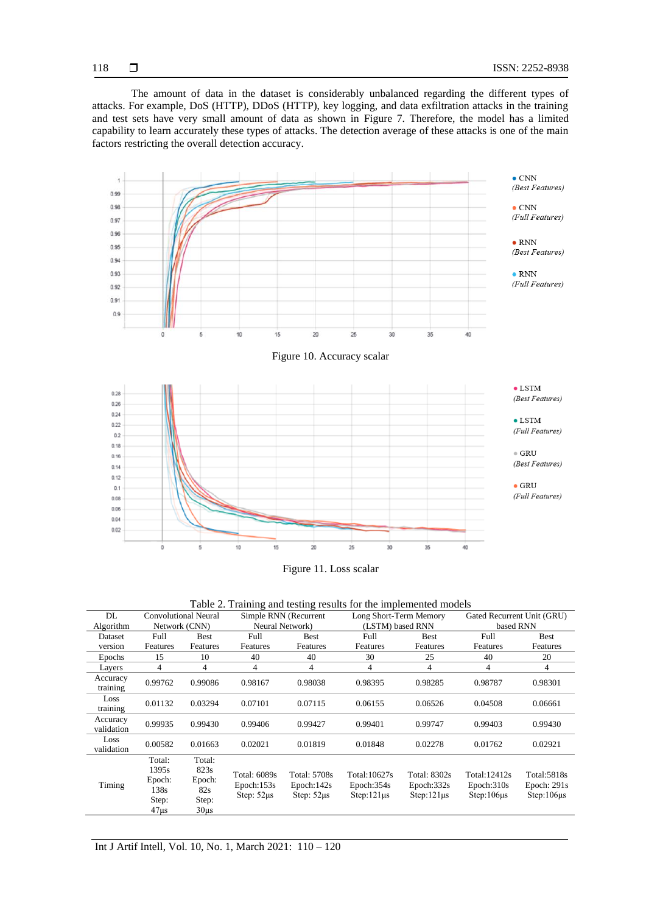The amount of data in the dataset is considerably unbalanced regarding the different types of attacks. For example, DoS (HTTP), DDoS (HTTP), key logging, and data exfiltration attacks in the training and test sets have very small amount of data as shown in Figure 7. Therefore, the model has a limited capability to learn accurately these types of attacks. The detection average of these attacks is one of the main factors restricting the overall detection accuracy.

Figure 10. Accuracy scalar

Figure 11. Loss scalar

Table 2. Training and testing results for the implemented models

| DL Algorithm | Convolutional Neural Network (CNN) | | Simple RNN (Recurrent Neural Network) | | Long Short-Term Memory (LSTM) based RNN | | Gated Recurrent Unit (GRU) based RNN | |
|---|---|---|---|---|---|---|---|---|
| Dataset version | Full Features | Best Features | Full Features | Best Features | Full Features | Best Features | Full Features | Best Features |
| Epochs | 15 | 10 | 40 | 40 | 30 | 25 | 40 | 20 |
| Layers | 4 | 4 | 4 | 4 | 4 | 4 | 4 | 4 |
| Accuracy training | 0.99762 | 0.99086 | 0.98167 | 0.98038 | 0.98395 | 0.98285 | 0.98787 | 0.98301 |
| Loss training | 0.01132 | 0.03294 | 0.07101 | 0.07115 | 0.06155 | 0.06526 | 0.04508 | 0.06661 |
| Accuracy validation | 0.99935 | 0.99430 | 0.99406 | 0.99427 | 0.99401 | 0.99747 | 0.99403 | 0.99430 |
| Loss validation | 0.00582 | 0.01663 | 0.02021 | 0.01819 | 0.01848 | 0.02278 | 0.01762 | 0.02921 |
| Timing | Total: 1395s Epoch: 138s Step: 47µs | Total: 823s Epoch: 82s Step: 30µs | Total: 6089s Epoch:153s Step: 52µs | Total: 5708s Epoch:142s Step: 52µs | Total:10627s Epoch:354s Step:121µs | Total: 8302s Epoch:332s Step:121µs | Total:12412s Epoch:310s Step:106µs | Total:5818s Epoch: 291s Step:106µs |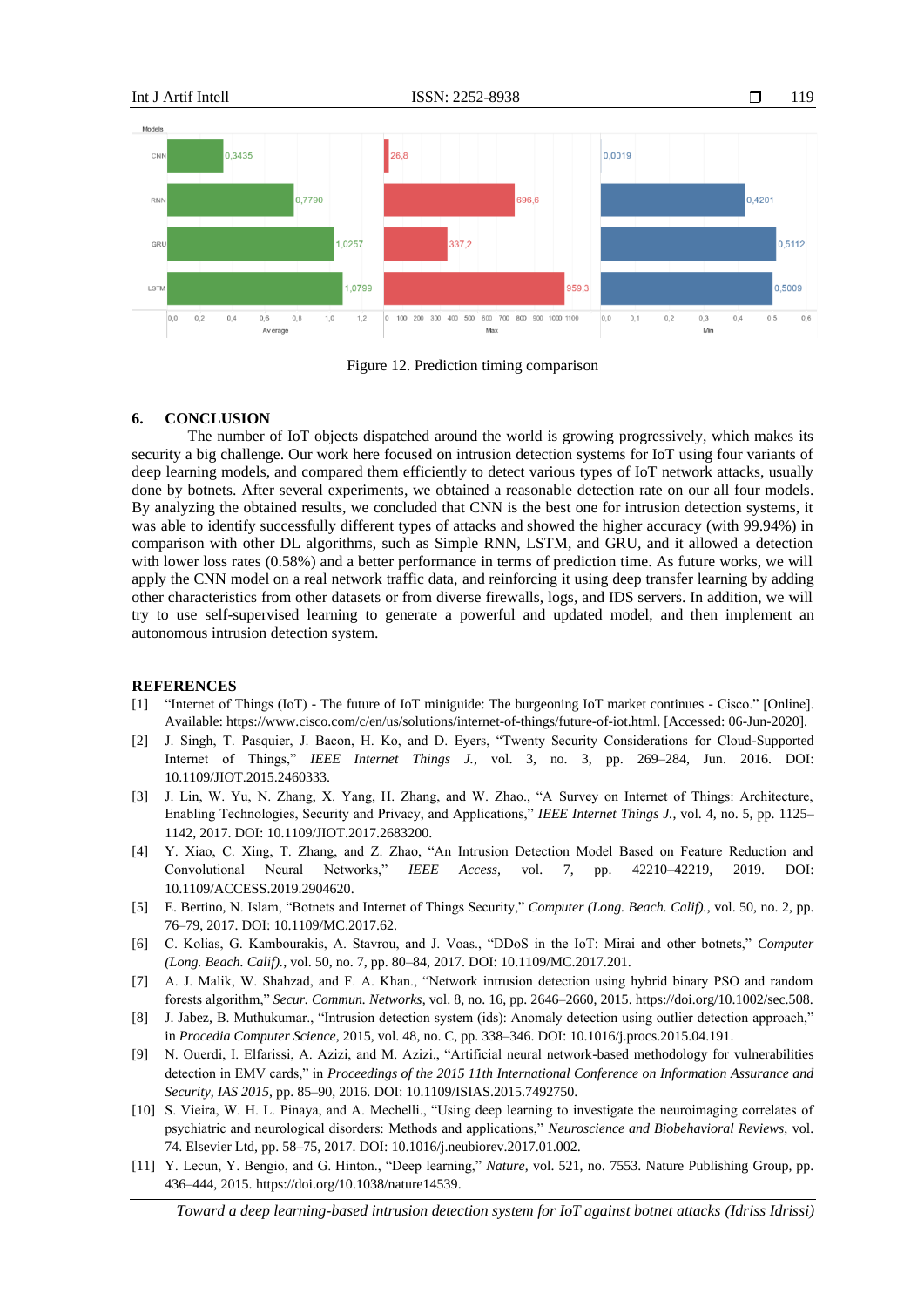Figure 12. Prediction timing comparison

## 6. CONCLUSION

The number of IoT objects dispatched around the world is growing progressively, which makes its security a big challenge. Our work here focused on intrusion detection systems for IoT using four variants of deep learning models, and compared them efficiently to detect various types of IoT network attacks, usually done by botnets. After several experiments, we obtained a reasonable detection rate on our all four models. By analyzing the obtained results, we concluded that CNN is the best one for intrusion detection systems, it was able to identify successfully different types of attacks and showed the higher accuracy (with 99.94%) in comparison with other DL algorithms, such as Simple RNN, LSTM, and GRU, and it allowed a detection with lower loss rates (0.58%) and a better performance in terms of prediction time. As future works, we will apply the CNN model on a real network traffic data, and reinforcing it using deep transfer learning by adding other characteristics from other datasets or from diverse firewalls, logs, and IDS servers. In addition, we will try to use self-supervised learning to generate a powerful and updated model, and then implement an autonomous intrusion detection system.

## REFERENCES

[1] "Internet of Things (IoT) - The future of IoT miniguide: The burgeoning IoT market continues - Cisco." [Online]. Available: https://www.cisco.com/c/en/us/solutions/internet-of-things/future-of-iot.html. [Accessed: 06-Jun-2020].

[2] J. Singh, T. Pasquier, J. Bacon, H. Ko, and D. Eyers, "Twenty Security Considerations for Cloud-Supported Internet of Things," *IEEE Internet Things J.*, vol. 3, no. 3, pp. 269–284, Jun. 2016. DOI: 10.1109/JIOT.2015.2460333.

[3] J. Lin, W. Yu, N. Zhang, X. Yang, H. Zhang, and W. Zhao., "A Survey on Internet of Things: Architecture, Enabling Technologies, Security and Privacy, and Applications," *IEEE Internet Things J.*, vol. 4, no. 5, pp. 1125–1142, 2017. DOI: 10.1109/JIOT.2017.2683200.

[4] Y. Xiao, C. Xing, T. Zhang, and Z. Zhao, "An Intrusion Detection Model Based on Feature Reduction and Convolutional Neural Networks," *IEEE Access*, vol. 7, pp. 42210–42219, 2019. DOI: 10.1109/ACCESS.2019.2904620.

[5] E. Bertino, N. Islam, "Botnets and Internet of Things Security," *Computer (Long. Beach. Calif).*, vol. 50, no. 2, pp. 76–79, 2017. DOI: 10.1109/MC.2017.62.

[6] C. Kolias, G. Kambourakis, A. Stavrou, and J. Voas., "DDoS in the IoT: Mirai and other botnets," *Computer (Long. Beach. Calif).*, vol. 50, no. 7, pp. 80–84, 2017. DOI: 10.1109/MC.2017.201.

[7] A. J. Malik, W. Shahzad, and F. A. Khan., "Network intrusion detection using hybrid binary PSO and random forests algorithm," *Secur. Commun. Networks*, vol. 8, no. 16, pp. 2646–2660, 2015. https://doi.org/10.1002/sec.508.

[8] J. Jabez, B. Muthukumar., "Intrusion detection system (ids): Anomaly detection using outlier detection approach," in *Procedia Computer Science*, 2015, vol. 48, no. C, pp. 338–346. DOI: 10.1016/j.procs.2015.04.191.

[9] N. Ouerdi, I. Elfarissi, A. Azizi, and M. Azizi., "Artificial neural network-based methodology for vulnerabilities detection in EMV cards," in *Proceedings of the 2015 11th International Conference on Information Assurance and Security, IAS 2015*, pp. 85–90, 2016. DOI: 10.1109/ISIAS.2015.7492750.

[10] S. Vieira, W. H. L. Pinaya, and A. Mechelli., "Using deep learning to investigate the neuroimaging correlates of psychiatric and neurological disorders: Methods and applications," *Neuroscience and Biobehavioral Reviews*, vol. 74. Elsevier Ltd, pp. 58–75, 2017. DOI: 10.1016/j.neubiorev.2017.01.002.

[11] Y. Lecun, Y. Bengio, and G. Hinton., "Deep learning," *Nature*, vol. 521, no. 7553. Nature Publishing Group, pp. 436–444, 2015. https://doi.org/10.1038/nature14539.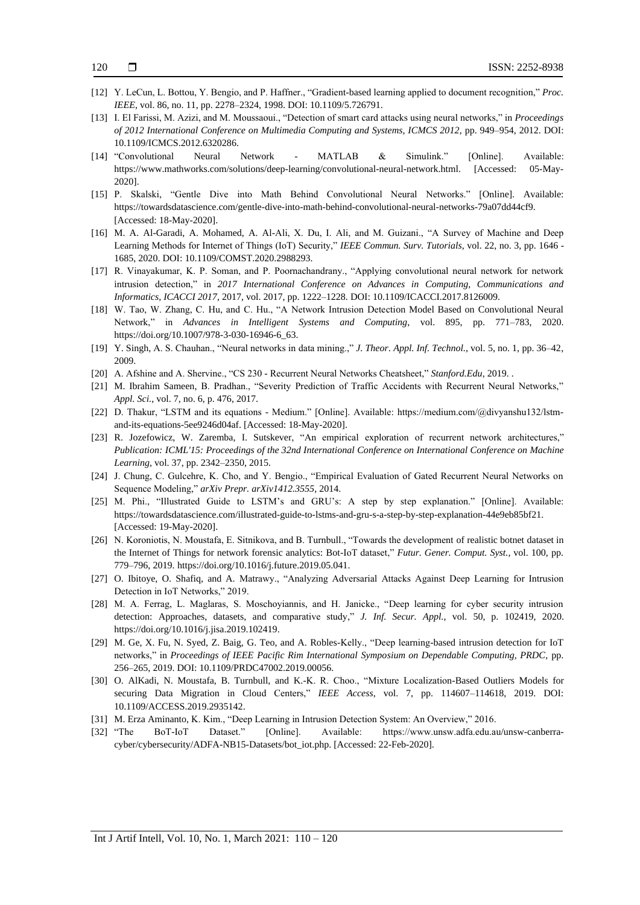[12] Y. LeCun, L. Bottou, Y. Bengio, and P. Haffner., "Gradient-based learning applied to document recognition," *Proc. IEEE*, vol. 86, no. 11, pp. 2278–2324, 1998. DOI: 10.1109/5.726791.

[13] I. El Farissi, M. Azizi, and M. Moussaoui., "Detection of smart card attacks using neural networks," in *Proceedings of 2012 International Conference on Multimedia Computing and Systems, ICMCS 2012*, pp. 949–954, 2012. DOI: 10.1109/ICMCS.2012.6320286.

[14] "Convolutional Neural Network - MATLAB & Simulink." [Online]. Available: https://www.mathworks.com/solutions/deep-learning/convolutional-neural-network.html. [Accessed: 05-May-2020].

[15] P. Skalski, "Gentle Dive into Math Behind Convolutional Neural Networks." [Online]. Available: https://towardsdatascience.com/gentle-dive-into-math-behind-convolutional-neural-networks-79a07dd44cf9. [Accessed: 18-May-2020].

[16] M. A. Al-Garadi, A. Mohamed, A. Al-Ali, X. Du, I. Ali, and M. Guizani., "A Survey of Machine and Deep Learning Methods for Internet of Things (IoT) Security," *IEEE Commun. Surv. Tutorials*, vol. 22, no. 3, pp. 1646 - 1685, 2020. DOI: 10.1109/COMST.2020.2988293.

[17] R. Vinayakumar, K. P. Soman, and P. Poornachandrany., "Applying convolutional neural network for network intrusion detection," in *2017 International Conference on Advances in Computing, Communications and Informatics, ICACCI 2017*, 2017, vol. 2017, pp. 1222–1228. DOI: 10.1109/ICACCI.2017.8126009.

[18] W. Tao, W. Zhang, C. Hu, and C. Hu., "A Network Intrusion Detection Model Based on Convolutional Neural Network," in *Advances in Intelligent Systems and Computing*, vol. 895, pp. 771–783, 2020. https://doi.org/10.1007/978-3-030-16946-6_63.

[19] Y. Singh, A. S. Chauhan., "Neural networks in data mining.," *J. Theor. Appl. Inf. Technol.*, vol. 5, no. 1, pp. 36–42, 2009.

[20] A. Afshine and A. Shervine., "CS 230 - Recurrent Neural Networks Cheatsheet," *Stanford.Edu*, 2019. .

[21] M. Ibrahim Sameen, B. Pradhan., "Severity Prediction of Traffic Accidents with Recurrent Neural Networks," *Appl. Sci.*, vol. 7, no. 6, p. 476, 2017.

[22] D. Thakur, "LSTM and its equations - Medium." [Online]. Available: https://medium.com/@divyanshu132/lstm-and-its-equations-5ee9246d04af. [Accessed: 18-May-2020].

[23] R. Jozefowicz, W. Zaremba, I. Sutskever, "An empirical exploration of recurrent network architectures," *Publication: ICML'15: Proceedings of the 32nd International Conference on International Conference on Machine Learning*, vol. 37, pp. 2342–2350, 2015.

[24] J. Chung, C. Gulcehre, K. Cho, and Y. Bengio., "Empirical Evaluation of Gated Recurrent Neural Networks on Sequence Modeling," *arXiv Prepr. arXiv1412.3555*, 2014.

[25] M. Phi., "Illustrated Guide to LSTM's and GRU's: A step by step explanation." [Online]. Available: https://towardsdatascience.com/illustrated-guide-to-lstms-and-gru-s-a-step-by-step-explanation-44e9eb85bf21. [Accessed: 19-May-2020].

[26] N. Koroniotis, N. Moustafa, E. Sitnikova, and B. Turnbull., "Towards the development of realistic botnet dataset in the Internet of Things for network forensic analytics: Bot-IoT dataset," *Futur. Gener. Comput. Syst.*, vol. 100, pp. 779–796, 2019. https://doi.org/10.1016/j.future.2019.05.041.

[27] O. Ibitoye, O. Shafiq, and A. Matrawy., "Analyzing Adversarial Attacks Against Deep Learning for Intrusion Detection in IoT Networks," 2019.

[28] M. A. Ferrag, L. Maglaras, S. Moschoyiannis, and H. Janicke., "Deep learning for cyber security intrusion detection: Approaches, datasets, and comparative study," *J. Inf. Secur. Appl.*, vol. 50, p. 102419, 2020. https://doi.org/10.1016/j.jisa.2019.102419.

[29] M. Ge, X. Fu, N. Syed, Z. Baig, G. Teo, and A. Robles-Kelly., "Deep learning-based intrusion detection for IoT networks," in *Proceedings of IEEE Pacific Rim International Symposium on Dependable Computing, PRDC*, pp. 256–265, 2019. DOI: 10.1109/PRDC47002.2019.00056.

[30] O. AlKadi, N. Moustafa, B. Turnbull, and K.-K. R. Choo., "Mixture Localization-Based Outliers Models for securing Data Migration in Cloud Centers," *IEEE Access*, vol. 7, pp. 114607–114618, 2019. DOI: 10.1109/ACCESS.2019.2935142.

[31] M. Erza Aminanto, K. Kim., "Deep Learning in Intrusion Detection System: An Overview," 2016.

[32] "The BoT-IoT Dataset." [Online]. Available: https://www.unsw.adfa.edu.au/unsw-canberra-cyber/cybersecurity/ADFA-NB15-Datasets/bot_iot.php. [Accessed: 22-Feb-2020].